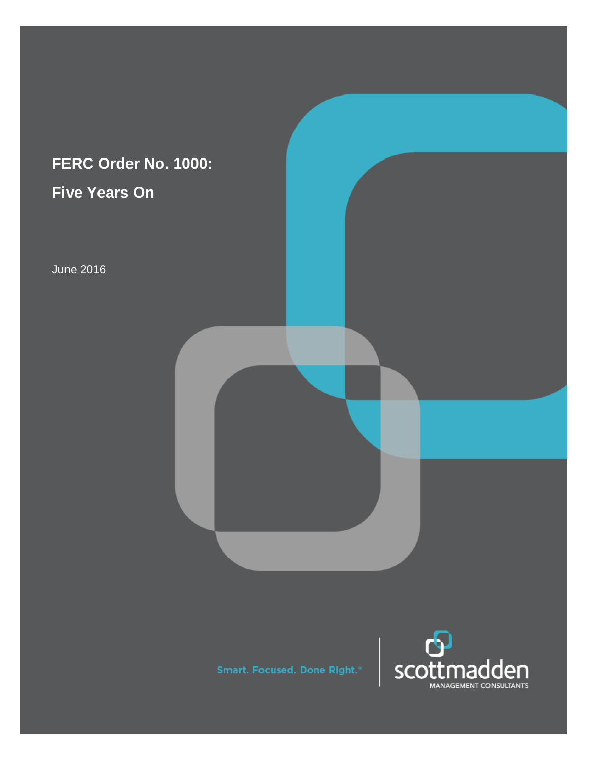# FERC Order No. 1000:

# Five Years On

June 2016

Smart. Focused. Done Right.®

scottmadden

MANAGEMENT CONSULTANTS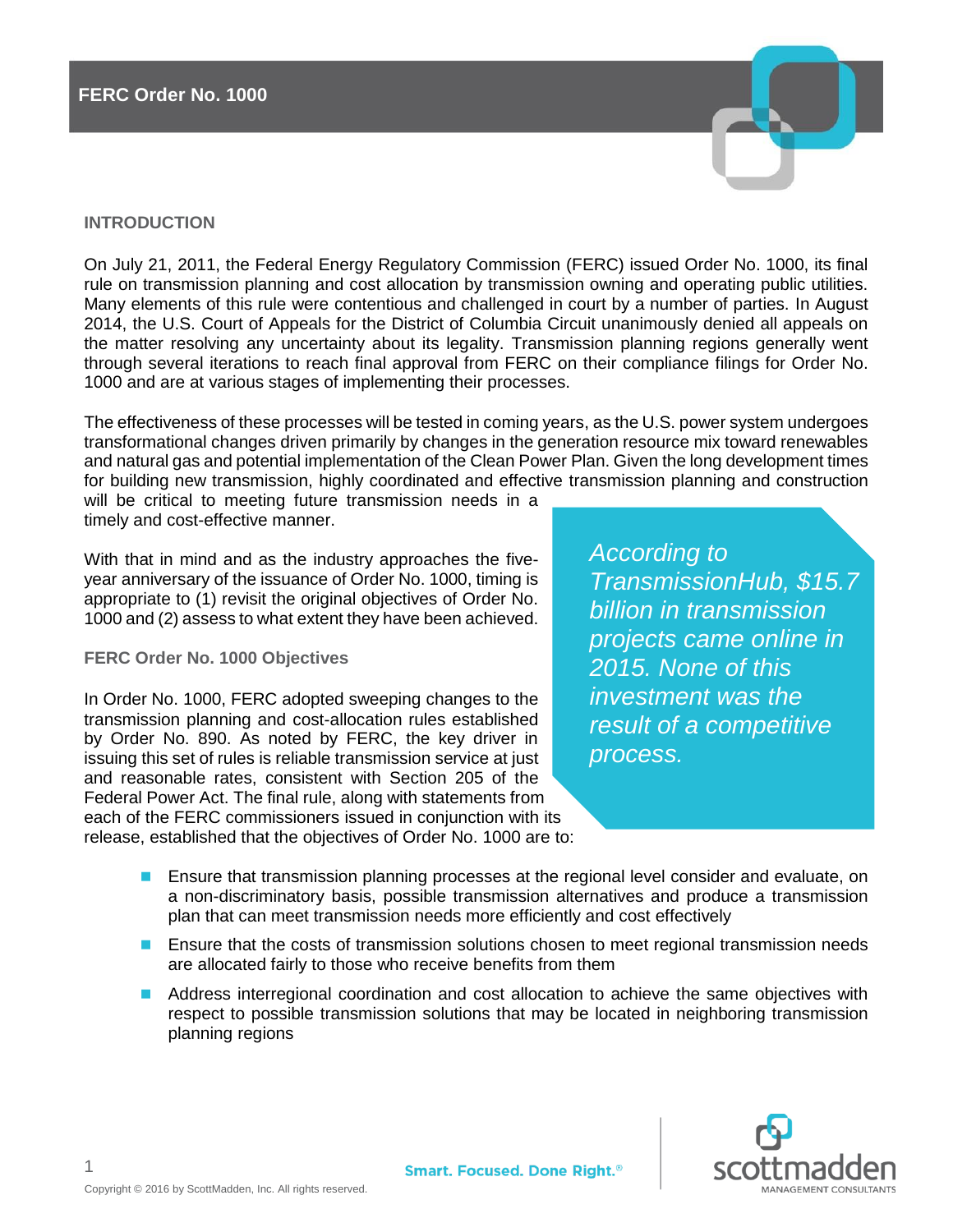# FERC Order No. 1000

## INTRODUCTION

On July 21, 2011, the Federal Energy Regulatory Commission (FERC) issued Order No. 1000, its final rule on transmission planning and cost allocation by transmission owning and operating public utilities. Many elements of this rule were contentious and challenged in court by a number of parties. In August 2014, the U.S. Court of Appeals for the District of Columbia Circuit unanimously denied all appeals on the matter resolving any uncertainty about its legality. Transmission planning regions generally went through several iterations to reach final approval from FERC on their compliance filings for Order No. 1000 and are at various stages of implementing their processes.

The effectiveness of these processes will be tested in coming years, as the U.S. power system undergoes transformational changes driven primarily by changes in the generation resource mix toward renewables and natural gas and potential implementation of the Clean Power Plan. Given the long development times for building new transmission, highly coordinated and effective transmission planning and construction will be critical to meeting future transmission needs in a timely and cost-effective manner.

With that in mind and as the industry approaches the five-year anniversary of the issuance of Order No. 1000, timing is appropriate to (1) revisit the original objectives of Order No. 1000 and (2) assess to what extent they have been achieved.

> *According to TransmissionHub, $15.7 billion in transmission projects came online in 2015. None of this investment was the result of a competitive process.*

### FERC Order No. 1000 Objectives

In Order No. 1000, FERC adopted sweeping changes to the transmission planning and cost-allocation rules established by Order No. 890. As noted by FERC, the key driver in issuing this set of rules is reliable transmission service at just and reasonable rates, consistent with Section 205 of the Federal Power Act. The final rule, along with statements from each of the FERC commissioners issued in conjunction with its release, established that the objectives of Order No. 1000 are to:

- Ensure that transmission planning processes at the regional level consider and evaluate, on a non-discriminatory basis, possible transmission alternatives and produce a transmission plan that can meet transmission needs more efficiently and cost effectively
- Ensure that the costs of transmission solutions chosen to meet regional transmission needs are allocated fairly to those who receive benefits from them
- Address interregional coordination and cost allocation to achieve the same objectives with respect to possible transmission solutions that may be located in neighboring transmission planning regions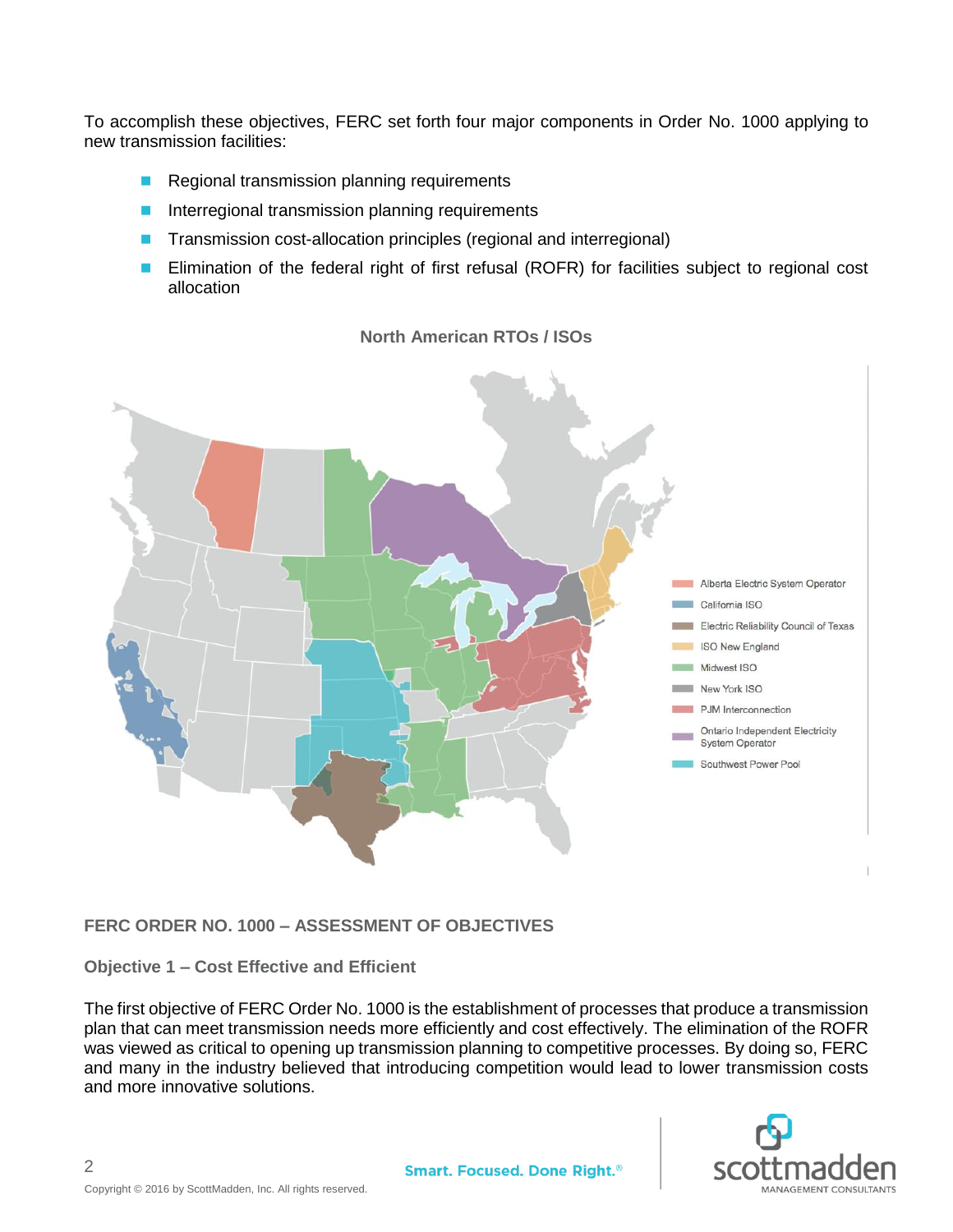To accomplish these objectives, FERC set forth four major components in Order No. 1000 applying to new transmission facilities:

- Regional transmission planning requirements
- Interregional transmission planning requirements
- Transmission cost-allocation principles (regional and interregional)
- Elimination of the federal right of first refusal (ROFR) for facilities subject to regional cost allocation

**North American RTOs / ISOs**

- Alberta Electric System Operator
- California ISO
- Electric Reliability Council of Texas
- ISO New England
- Midwest ISO
- New York ISO
- PJM Interconnection
- Ontario Independent Electricity System Operator
- Southwest Power Pool

## FERC ORDER NO. 1000 – ASSESSMENT OF OBJECTIVES

### Objective 1 – Cost Effective and Efficient

The first objective of FERC Order No. 1000 is the establishment of processes that produce a transmission plan that can meet transmission needs more efficiently and cost effectively. The elimination of the ROFR was viewed as critical to opening up transmission planning to competitive processes. By doing so, FERC and many in the industry believed that introducing competition would lead to lower transmission costs and more innovative solutions.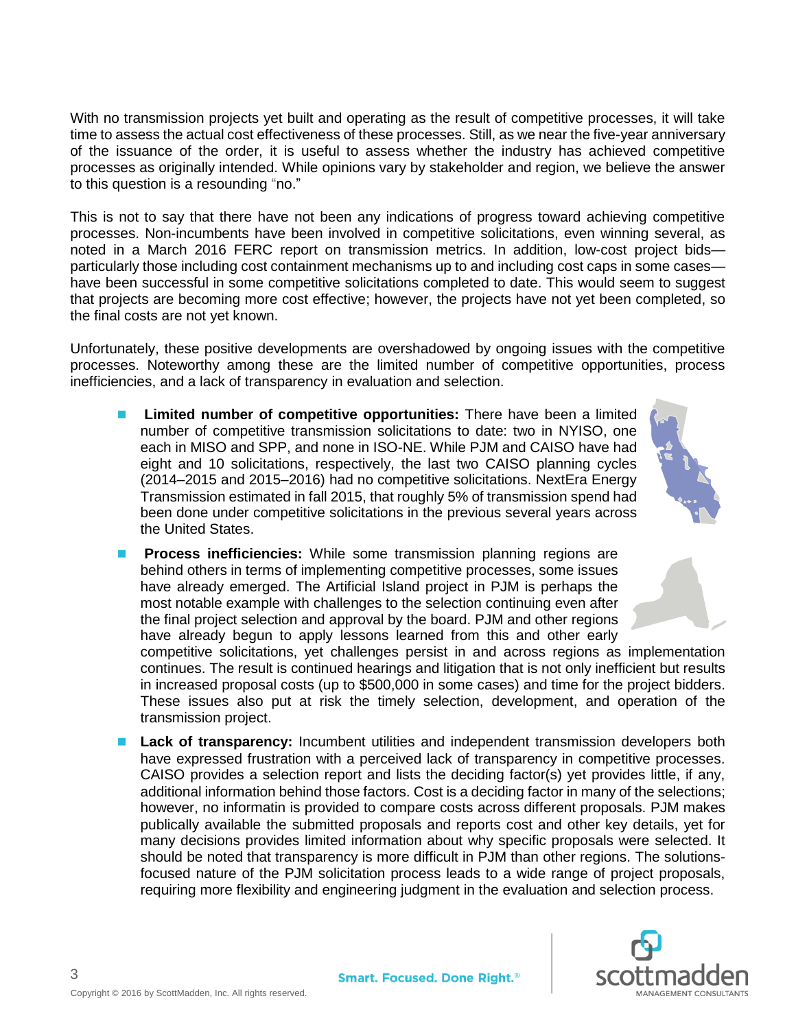With no transmission projects yet built and operating as the result of competitive processes, it will take time to assess the actual cost effectiveness of these processes. Still, as we near the five-year anniversary of the issuance of the order, it is useful to assess whether the industry has achieved competitive processes as originally intended. While opinions vary by stakeholder and region, we believe the answer to this question is a resounding "no."

This is not to say that there have not been any indications of progress toward achieving competitive processes. Non-incumbents have been involved in competitive solicitations, even winning several, as noted in a March 2016 FERC report on transmission metrics. In addition, low-cost project bids—particularly those including cost containment mechanisms up to and including cost caps in some cases—have been successful in some competitive solicitations completed to date. This would seem to suggest that projects are becoming more cost effective; however, the projects have not yet been completed, so the final costs are not yet known.

Unfortunately, these positive developments are overshadowed by ongoing issues with the competitive processes. Noteworthy among these are the limited number of competitive opportunities, process inefficiencies, and a lack of transparency in evaluation and selection.

- **Limited number of competitive opportunities:** There have been a limited number of competitive transmission solicitations to date: two in NYISO, one each in MISO and SPP, and none in ISO-NE. While PJM and CAISO have had eight and 10 solicitations, respectively, the last two CAISO planning cycles (2014–2015 and 2015–2016) had no competitive solicitations. NextEra Energy Transmission estimated in fall 2015, that roughly 5% of transmission spend had been done under competitive solicitations in the previous several years across the United States.
- **Process inefficiencies:** While some transmission planning regions are behind others in terms of implementing competitive processes, some issues have already emerged. The Artificial Island project in PJM is perhaps the most notable example with challenges to the selection continuing even after the final project selection and approval by the board. PJM and other regions have already begun to apply lessons learned from this and other early competitive solicitations, yet challenges persist in and across regions as implementation continues. The result is continued hearings and litigation that is not only inefficient but results in increased proposal costs (up to $500,000 in some cases) and time for the project bidders. These issues also put at risk the timely selection, development, and operation of the transmission project.
- **Lack of transparency:** Incumbent utilities and independent transmission developers both have expressed frustration with a perceived lack of transparency in competitive processes. CAISO provides a selection report and lists the deciding factor(s) yet provides little, if any, additional information behind those factors. Cost is a deciding factor in many of the selections; however, no informatin is provided to compare costs across different proposals. PJM makes publically available the submitted proposals and reports cost and other key details, yet for many decisions provides limited information about why specific proposals were selected. It should be noted that transparency is more difficult in PJM than other regions. The solutions-focused nature of the PJM solicitation process leads to a wide range of project proposals, requiring more flexibility and engineering judgment in the evaluation and selection process.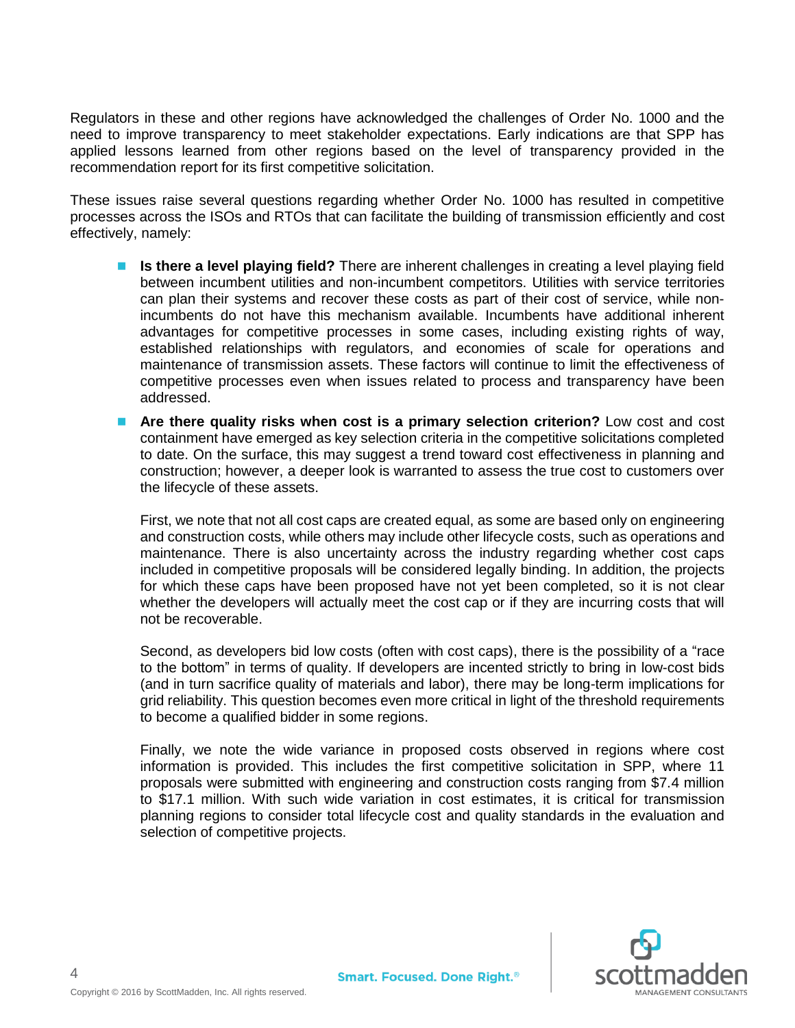Regulators in these and other regions have acknowledged the challenges of Order No. 1000 and the need to improve transparency to meet stakeholder expectations. Early indications are that SPP has applied lessons learned from other regions based on the level of transparency provided in the recommendation report for its first competitive solicitation.

These issues raise several questions regarding whether Order No. 1000 has resulted in competitive processes across the ISOs and RTOs that can facilitate the building of transmission efficiently and cost effectively, namely:

- **Is there a level playing field?** There are inherent challenges in creating a level playing field between incumbent utilities and non-incumbent competitors. Utilities with service territories can plan their systems and recover these costs as part of their cost of service, while non-incumbents do not have this mechanism available. Incumbents have additional inherent advantages for competitive processes in some cases, including existing rights of way, established relationships with regulators, and economies of scale for operations and maintenance of transmission assets. These factors will continue to limit the effectiveness of competitive processes even when issues related to process and transparency have been addressed.
- **Are there quality risks when cost is a primary selection criterion?** Low cost and cost containment have emerged as key selection criteria in the competitive solicitations completed to date. On the surface, this may suggest a trend toward cost effectiveness in planning and construction; however, a deeper look is warranted to assess the true cost to customers over the lifecycle of these assets.

  First, we note that not all cost caps are created equal, as some are based only on engineering and construction costs, while others may include other lifecycle costs, such as operations and maintenance. There is also uncertainty across the industry regarding whether cost caps included in competitive proposals will be considered legally binding. In addition, the projects for which these caps have been proposed have not yet been completed, so it is not clear whether the developers will actually meet the cost cap or if they are incurring costs that will not be recoverable.

  Second, as developers bid low costs (often with cost caps), there is the possibility of a "race to the bottom" in terms of quality. If developers are incented strictly to bring in low-cost bids (and in turn sacrifice quality of materials and labor), there may be long-term implications for grid reliability. This question becomes even more critical in light of the threshold requirements to become a qualified bidder in some regions.

  Finally, we note the wide variance in proposed costs observed in regions where cost information is provided. This includes the first competitive solicitation in SPP, where 11 proposals were submitted with engineering and construction costs ranging from $7.4 million to $17.1 million. With such wide variation in cost estimates, it is critical for transmission planning regions to consider total lifecycle cost and quality standards in the evaluation and selection of competitive projects.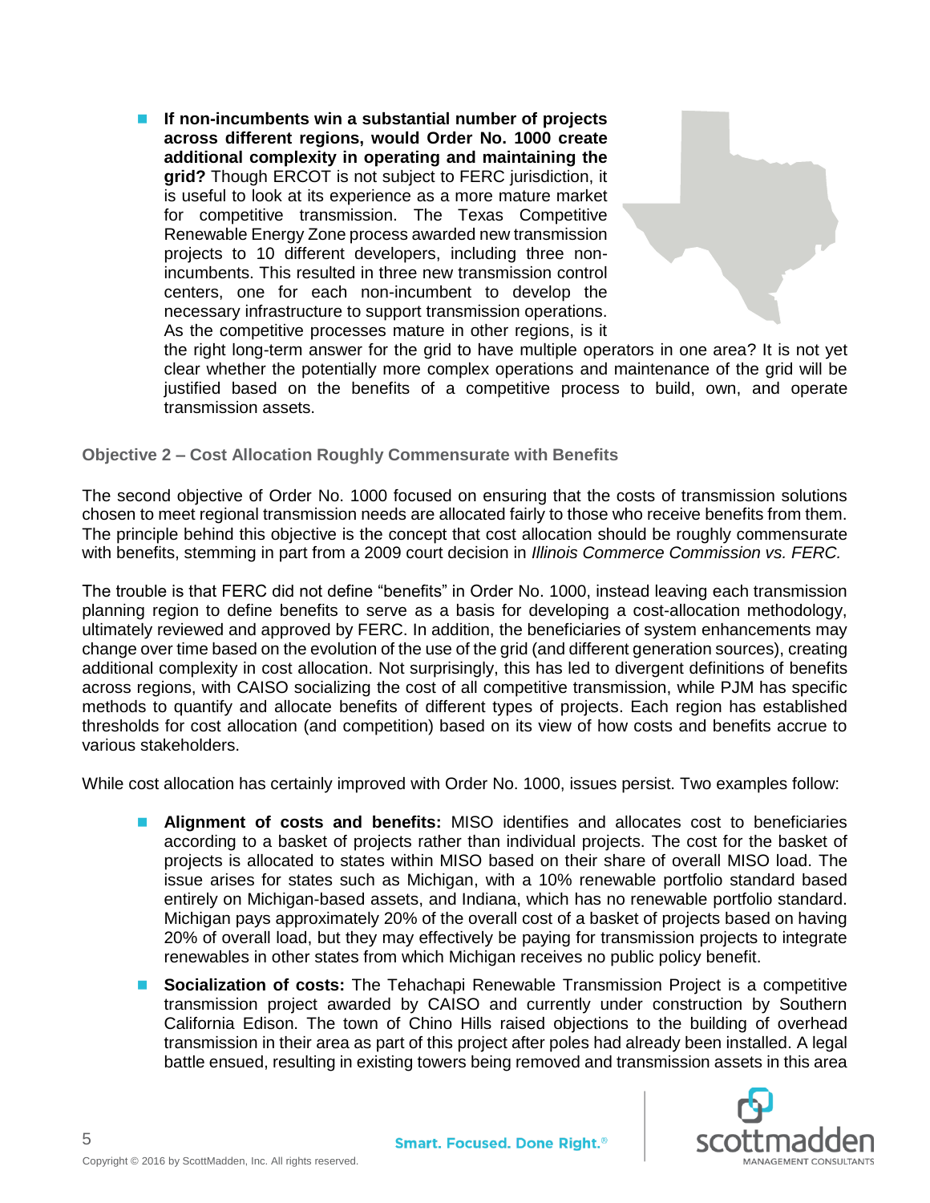- **If non-incumbents win a substantial number of projects across different regions, would Order No. 1000 create additional complexity in operating and maintaining the grid?** Though ERCOT is not subject to FERC jurisdiction, it is useful to look at its experience as a more mature market for competitive transmission. The Texas Competitive Renewable Energy Zone process awarded new transmission projects to 10 different developers, including three non-incumbents. This resulted in three new transmission control centers, one for each non-incumbent to develop the necessary infrastructure to support transmission operations. As the competitive processes mature in other regions, is it the right long-term answer for the grid to have multiple operators in one area? It is not yet clear whether the potentially more complex operations and maintenance of the grid will be justified based on the benefits of a competitive process to build, own, and operate transmission assets.

### Objective 2 – Cost Allocation Roughly Commensurate with Benefits

The second objective of Order No. 1000 focused on ensuring that the costs of transmission solutions chosen to meet regional transmission needs are allocated fairly to those who receive benefits from them. The principle behind this objective is the concept that cost allocation should be roughly commensurate with benefits, stemming in part from a 2009 court decision in *Illinois Commerce Commission vs. FERC.*

The trouble is that FERC did not define "benefits" in Order No. 1000, instead leaving each transmission planning region to define benefits to serve as a basis for developing a cost-allocation methodology, ultimately reviewed and approved by FERC. In addition, the beneficiaries of system enhancements may change over time based on the evolution of the use of the grid (and different generation sources), creating additional complexity in cost allocation. Not surprisingly, this has led to divergent definitions of benefits across regions, with CAISO socializing the cost of all competitive transmission, while PJM has specific methods to quantify and allocate benefits of different types of projects. Each region has established thresholds for cost allocation (and competition) based on its view of how costs and benefits accrue to various stakeholders.

While cost allocation has certainly improved with Order No. 1000, issues persist. Two examples follow:

- **Alignment of costs and benefits:** MISO identifies and allocates cost to beneficiaries according to a basket of projects rather than individual projects. The cost for the basket of projects is allocated to states within MISO based on their share of overall MISO load. The issue arises for states such as Michigan, with a 10% renewable portfolio standard based entirely on Michigan-based assets, and Indiana, which has no renewable portfolio standard. Michigan pays approximately 20% of the overall cost of a basket of projects based on having 20% of overall load, but they may effectively be paying for transmission projects to integrate renewables in other states from which Michigan receives no public policy benefit.
- **Socialization of costs:** The Tehachapi Renewable Transmission Project is a competitive transmission project awarded by CAISO and currently under construction by Southern California Edison. The town of Chino Hills raised objections to the building of overhead transmission in their area as part of this project after poles had already been installed. A legal battle ensued, resulting in existing towers being removed and transmission assets in this area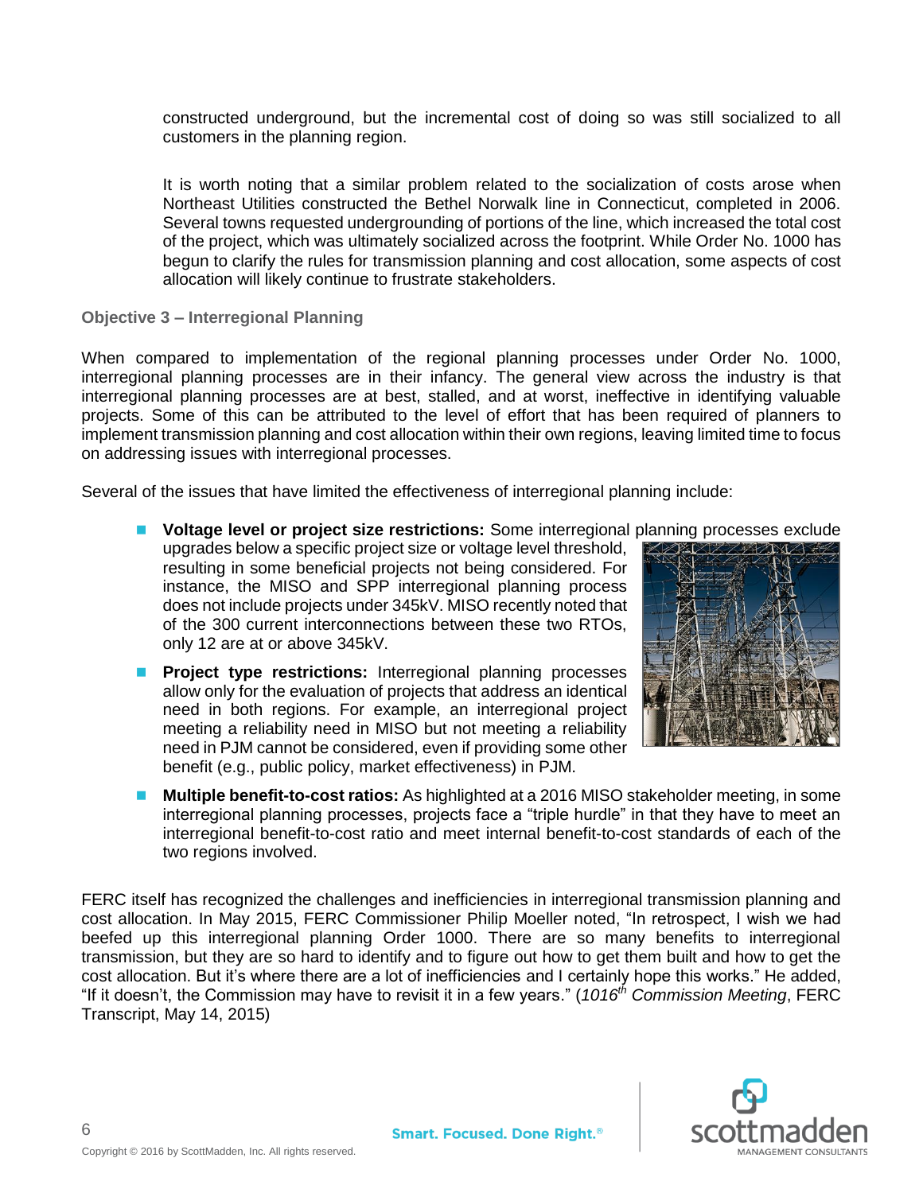constructed underground, but the incremental cost of doing so was still socialized to all customers in the planning region.

It is worth noting that a similar problem related to the socialization of costs arose when Northeast Utilities constructed the Bethel Norwalk line in Connecticut, completed in 2006. Several towns requested undergrounding of portions of the line, which increased the total cost of the project, which was ultimately socialized across the footprint. While Order No. 1000 has begun to clarify the rules for transmission planning and cost allocation, some aspects of cost allocation will likely continue to frustrate stakeholders.

### Objective 3 – Interregional Planning

When compared to implementation of the regional planning processes under Order No. 1000, interregional planning processes are in their infancy. The general view across the industry is that interregional planning processes are at best, stalled, and at worst, ineffective in identifying valuable projects. Some of this can be attributed to the level of effort that has been required of planners to implement transmission planning and cost allocation within their own regions, leaving limited time to focus on addressing issues with interregional processes.

Several of the issues that have limited the effectiveness of interregional planning include:

- **Voltage level or project size restrictions:** Some interregional planning processes exclude upgrades below a specific project size or voltage level threshold, resulting in some beneficial projects not being considered. For instance, the MISO and SPP interregional planning process does not include projects under 345kV. MISO recently noted that of the 300 current interconnections between these two RTOs, only 12 are at or above 345kV.
- **Project type restrictions:** Interregional planning processes allow only for the evaluation of projects that address an identical need in both regions. For example, an interregional project meeting a reliability need in MISO but not meeting a reliability need in PJM cannot be considered, even if providing some other benefit (e.g., public policy, market effectiveness) in PJM.
- **Multiple benefit-to-cost ratios:** As highlighted at a 2016 MISO stakeholder meeting, in some interregional planning processes, projects face a "triple hurdle" in that they have to meet an interregional benefit-to-cost ratio and meet internal benefit-to-cost standards of each of the two regions involved.

FERC itself has recognized the challenges and inefficiencies in interregional transmission planning and cost allocation. In May 2015, FERC Commissioner Philip Moeller noted, "In retrospect, I wish we had beefed up this interregional planning Order 1000. There are so many benefits to interregional transmission, but they are so hard to identify and to figure out how to get them built and how to get the cost allocation. But it's where there are a lot of inefficiencies and I certainly hope this works." He added, "If it doesn't, the Commission may have to revisit it in a few years." (*1016th Commission Meeting*, FERC Transcript, May 14, 2015)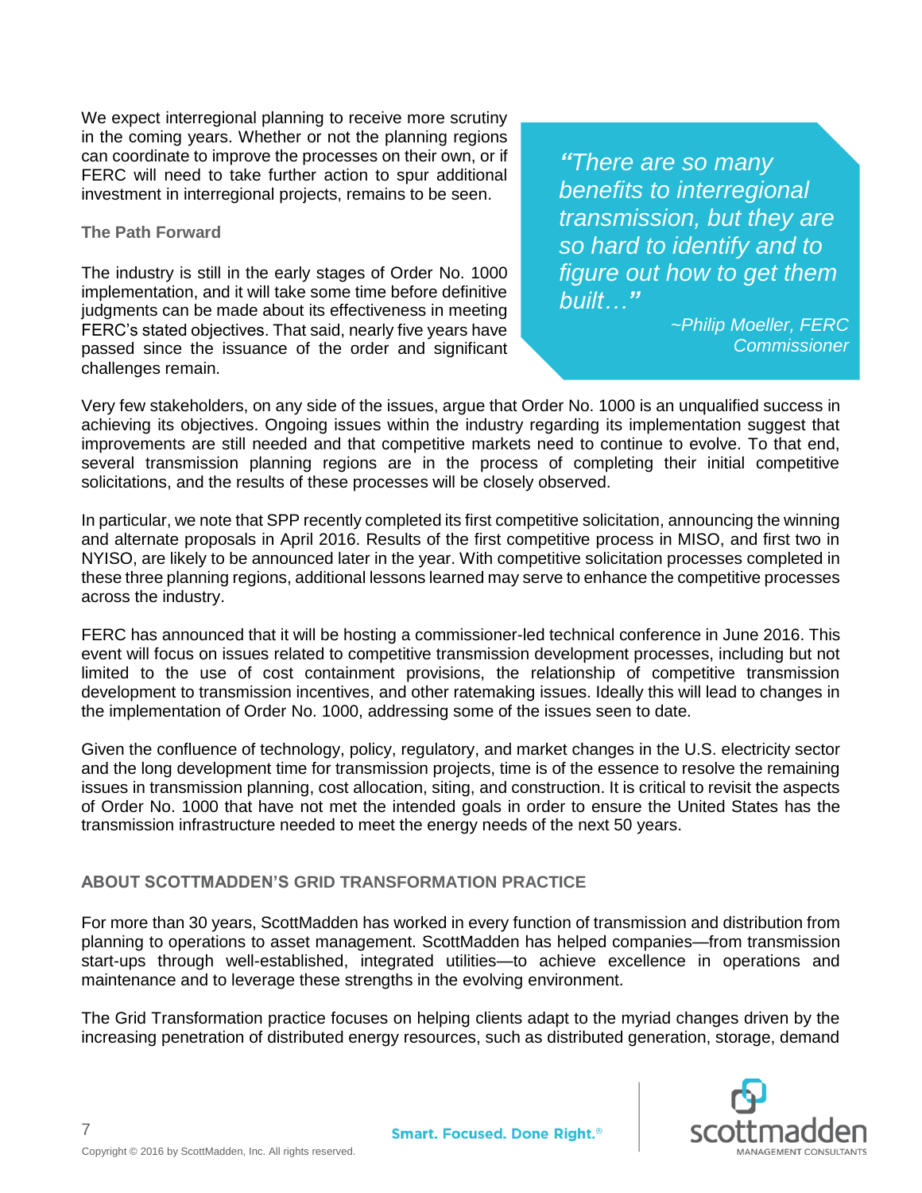We expect interregional planning to receive more scrutiny in the coming years. Whether or not the planning regions can coordinate to improve the processes on their own, or if FERC will need to take further action to spur additional investment in interregional projects, remains to be seen.

> ***"There are so many benefits to interregional transmission, but they are so hard to identify and to figure out how to get them built…"***
>
> *~Philip Moeller, FERC Commissioner*

### The Path Forward

The industry is still in the early stages of Order No. 1000 implementation, and it will take some time before definitive judgments can be made about its effectiveness in meeting FERC's stated objectives. That said, nearly five years have passed since the issuance of the order and significant challenges remain.

Very few stakeholders, on any side of the issues, argue that Order No. 1000 is an unqualified success in achieving its objectives. Ongoing issues within the industry regarding its implementation suggest that improvements are still needed and that competitive markets need to continue to evolve. To that end, several transmission planning regions are in the process of completing their initial competitive solicitations, and the results of these processes will be closely observed.

In particular, we note that SPP recently completed its first competitive solicitation, announcing the winning and alternate proposals in April 2016. Results of the first competitive process in MISO, and first two in NYISO, are likely to be announced later in the year. With competitive solicitation processes completed in these three planning regions, additional lessons learned may serve to enhance the competitive processes across the industry.

FERC has announced that it will be hosting a commissioner-led technical conference in June 2016. This event will focus on issues related to competitive transmission development processes, including but not limited to the use of cost containment provisions, the relationship of competitive transmission development to transmission incentives, and other ratemaking issues. Ideally this will lead to changes in the implementation of Order No. 1000, addressing some of the issues seen to date.

Given the confluence of technology, policy, regulatory, and market changes in the U.S. electricity sector and the long development time for transmission projects, time is of the essence to resolve the remaining issues in transmission planning, cost allocation, siting, and construction. It is critical to revisit the aspects of Order No. 1000 that have not met the intended goals in order to ensure the United States has the transmission infrastructure needed to meet the energy needs of the next 50 years.

## ABOUT SCOTTMADDEN'S GRID TRANSFORMATION PRACTICE

For more than 30 years, ScottMadden has worked in every function of transmission and distribution from planning to operations to asset management. ScottMadden has helped companies—from transmission start-ups through well-established, integrated utilities—to achieve excellence in operations and maintenance and to leverage these strengths in the evolving environment.

The Grid Transformation practice focuses on helping clients adapt to the myriad changes driven by the increasing penetration of distributed energy resources, such as distributed generation, storage, demand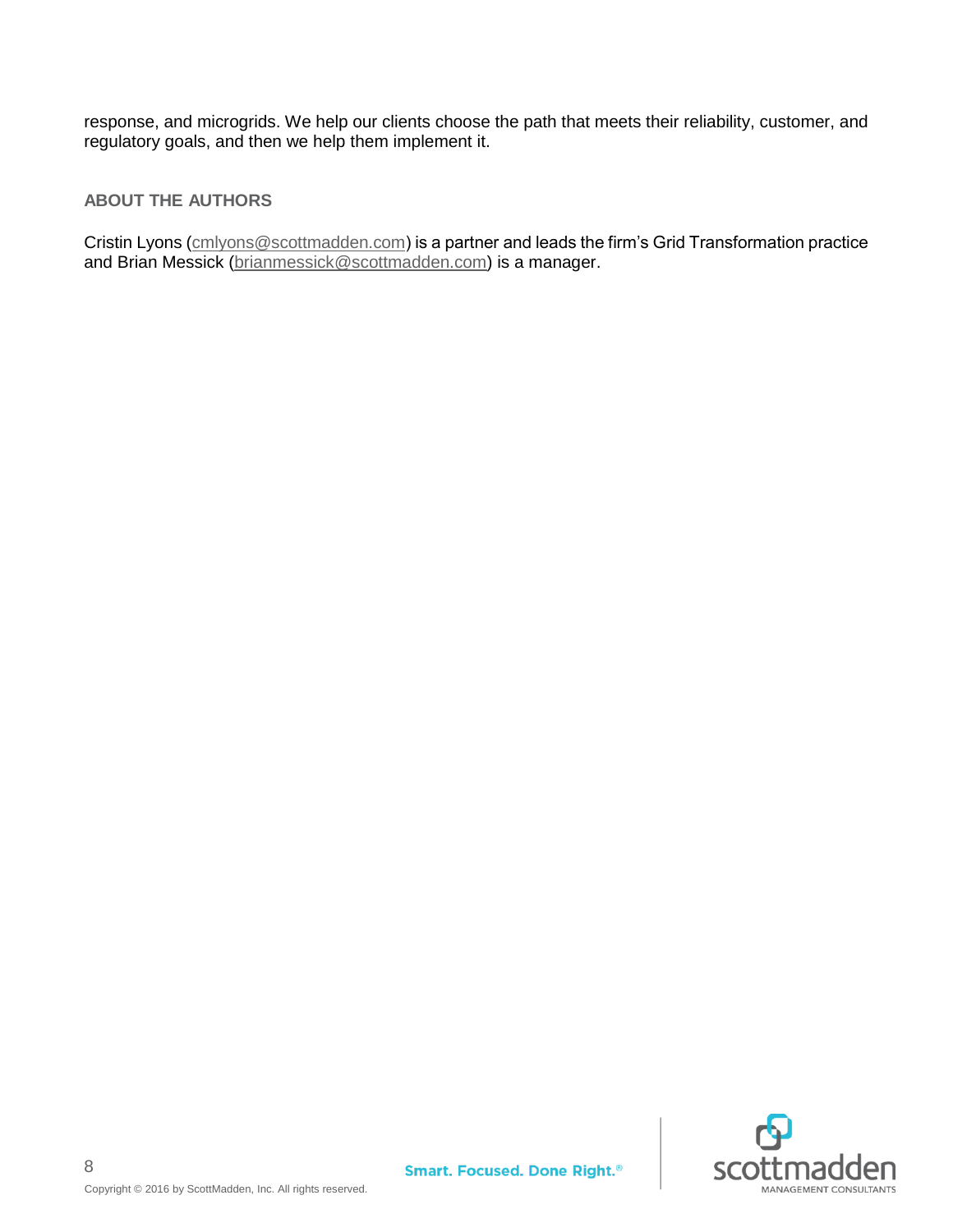response, and microgrids. We help our clients choose the path that meets their reliability, customer, and regulatory goals, and then we help them implement it.

### ABOUT THE AUTHORS

Cristin Lyons (cmlyons@scottmadden.com) is a partner and leads the firm's Grid Transformation practice and Brian Messick (brianmessick@scottmadden.com) is a manager.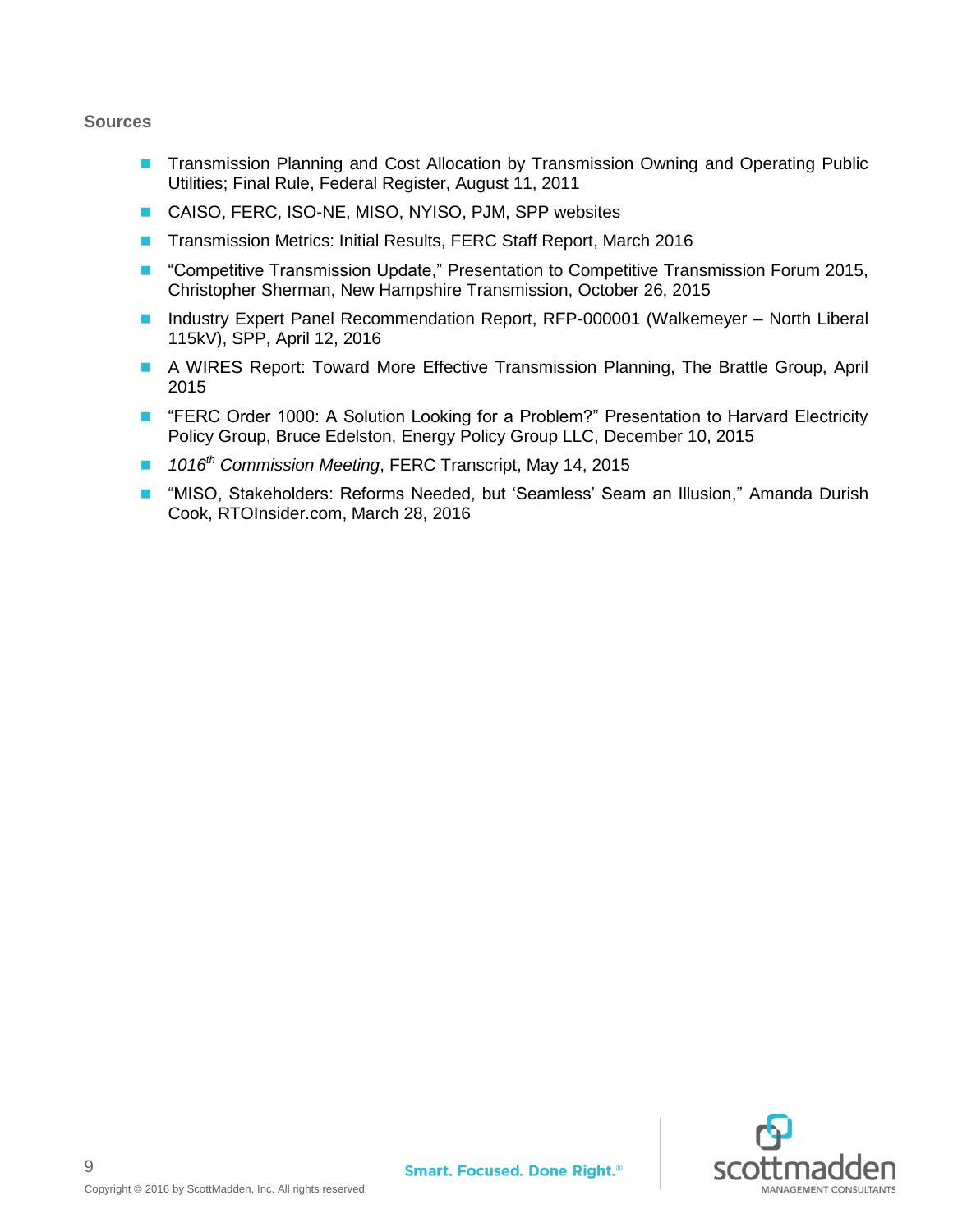**Sources**

- Transmission Planning and Cost Allocation by Transmission Owning and Operating Public Utilities; Final Rule, Federal Register, August 11, 2011
- CAISO, FERC, ISO-NE, MISO, NYISO, PJM, SPP websites
- Transmission Metrics: Initial Results, FERC Staff Report, March 2016
- "Competitive Transmission Update," Presentation to Competitive Transmission Forum 2015, Christopher Sherman, New Hampshire Transmission, October 26, 2015
- Industry Expert Panel Recommendation Report, RFP-000001 (Walkemeyer – North Liberal 115kV), SPP, April 12, 2016
- A WIRES Report: Toward More Effective Transmission Planning, The Brattle Group, April 2015
- "FERC Order 1000: A Solution Looking for a Problem?" Presentation to Harvard Electricity Policy Group, Bruce Edelston, Energy Policy Group LLC, December 10, 2015
- *1016th Commission Meeting*, FERC Transcript, May 14, 2015
- "MISO, Stakeholders: Reforms Needed, but 'Seamless' Seam an Illusion," Amanda Durish Cook, RTOInsider.com, March 28, 2016